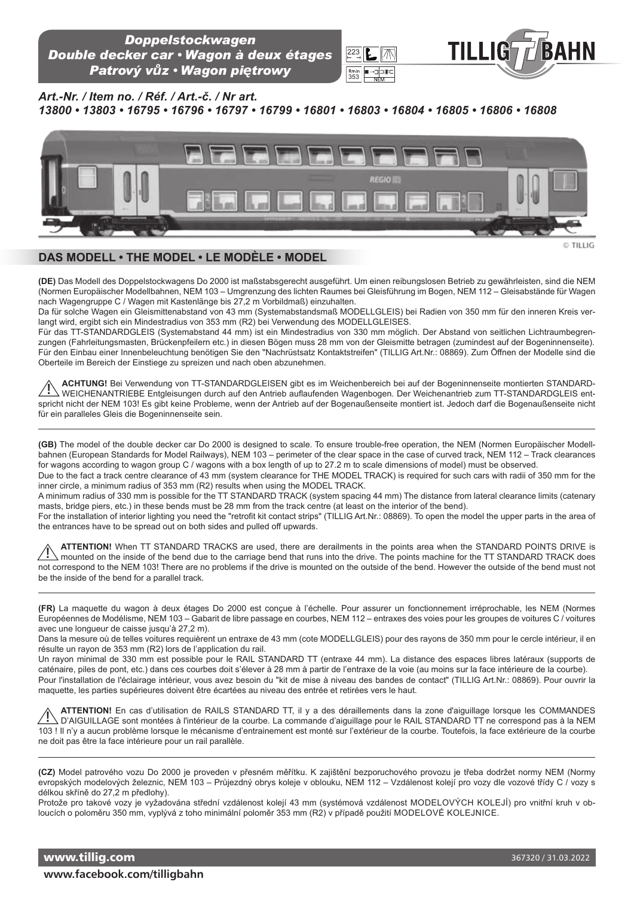# Doppelstockwagen
# Double decker car • Wagon à deux étages
# Patrový vůz • Wagon piętrowy

TILLIG BAHN

*Art.-Nr. / Item no. / Réf. / Art.-č. / Nr art.*
***13800 • 13803 • 16795 • 16796 • 16797 • 16799 • 16801 • 16803 • 16804 • 16805 • 16806 • 16808***

© TILLIG

## DAS MODELL • THE MODEL • LE MODÈLE • MODEL

**(DE)** Das Modell des Doppelstockwagens Do 2000 ist maßstabsgerecht ausgeführt. Um einen reibungslosen Betrieb zu gewährleisten, sind die NEM (Normen Europäischer Modellbahnen, NEM 103 – Umgrenzung des lichten Raumes bei Gleisführung im Bogen, NEM 112 – Gleisabstände für Wagen nach Wagengruppe C / Wagen mit Kastenlänge bis 27,2 m Vorbildmaß) einzuhalten.
Da für solche Wagen ein Gleismittenabstand von 43 mm (Systemabstandsmaß MODELLGLEIS) bei Radien von 350 mm für den inneren Kreis verlangt wird, ergibt sich ein Mindestradius von 353 mm (R2) bei Verwendung des MODELLGLEISES.
Für das TT-STANDARDGLEIS (Systemabstand 44 mm) ist ein Mindestradius von 330 mm möglich. Der Abstand von seitlichen Lichtraumbegrenzungen (Fahrleitungsmasten, Brückenpfeilern etc.) in diesen Bögen muss 28 mm von der Gleismitte betragen (zumindest auf der Bogeninnenseite).
Für den Einbau einer Innenbeleuchtung benötigen Sie den "Nachrüstsatz Kontaktstreifen" (TILLIG Art.Nr.: 08869). Zum Öffnen der Modelle sind die Oberteile im Bereich der Einstiege zu spreizen und nach oben abzunehmen.

**ACHTUNG!** Bei Verwendung von TT-STANDARDGLEISEN gibt es im Weichenbereich bei auf der Bogeninnenseite montierten STANDARD-WEICHENANTRIEBE Entgleisungen durch auf den Antrieb auflaufenden Wagenbogen. Der Weichenantrieb zum TT-STANDARDGLEIS entspricht nicht der NEM 103! Es gibt keine Probleme, wenn der Antrieb auf der Bogenaußenseite montiert ist. Jedoch darf die Bogenaußenseite nicht für ein paralleles Gleis die Bogeninnenseite sein.

---

**(GB)** The model of the double decker car Do 2000 is designed to scale. To ensure trouble-free operation, the NEM (Normen Europäischer Modellbahnen (European Standards for Model Railways), NEM 103 – perimeter of the clear space in the case of curved track, NEM 112 – Track clearances for wagons according to wagon group C / wagons with a box length of up to 27.2 m to scale dimensions of model) must be observed.
Due to the fact a track centre clearance of 43 mm (system clearance for THE MODEL TRACK) is required for such cars with radii of 350 mm for the inner circle, a minimum radius of 353 mm (R2) results when using the MODEL TRACK.
A minimum radius of 330 mm is possible for the TT STANDARD TRACK (system spacing 44 mm) The distance from lateral clearance limits (catenary masts, bridge piers, etc.) in these bends must be 28 mm from the track centre (at least on the interior of the bend).
For the installation of interior lighting you need the "retrofit kit contact strips" (TILLIG Art.Nr.: 08869). To open the model the upper parts in the area of the entrances have to be spread out on both sides and pulled off upwards.

**ATTENTION!** When TT STANDARD TRACKS are used, there are derailments in the points area when the STANDARD POINTS DRIVE is mounted on the inside of the bend due to the carriage bend that runs into the drive. The points machine for the TT STANDARD TRACK does not correspond to the NEM 103! There are no problems if the drive is mounted on the outside of the bend. However the outside of the bend must not be the inside of the bend for a parallel track.

---

**(FR)** La maquette du wagon à deux étages Do 2000 est conçue à l'échelle. Pour assurer un fonctionnement irréprochable, les NEM (Normes Européennes de Modélisme, NEM 103 – Gabarit de libre passage en courbes, NEM 112 – entraxes des voies pour les groupes de voitures C / voitures avec une longueur de caisse jusqu'à 27,2 m).
Dans la mesure où de telles voitures requièrent un entraxe de 43 mm (cote MODELLGLEIS) pour des rayons de 350 mm pour le cercle intérieur, il en résulte un rayon de 353 mm (R2) lors de l'application du rail.
Un rayon minimal de 330 mm est possible pour le RAIL STANDARD TT (entraxe 44 mm). La distance des espaces libres latéraux (supports de caténaire, piles de pont, etc.) dans ces courbes doit s'élever à 28 mm à partir de l'entraxe de la voie (au moins sur la face intérieure de la courbe).
Pour l'installation de l'éclairage intérieur, vous avez besoin du "kit de mise à niveau des bandes de contact" (TILLIG Art.Nr.: 08869). Pour ouvrir la maquette, les parties supérieures doivent être écartées au niveau des entrée et retirées vers le haut.

**ATTENTION!** En cas d'utilisation de RAILS STANDARD TT, il y a des déraillements dans la zone d'aiguillage lorsque les COMMANDES D'AIGUILLAGE sont montées à l'intérieur de la courbe. La commande d'aiguillage pour le RAIL STANDARD TT ne correspond pas à la NEM 103 ! Il n'y a aucun problème lorsque le mécanisme d'entrainement est monté sur l'extérieur de la courbe. Toutefois, la face extérieure de la courbe ne doit pas être la face intérieure pour un rail parallèle.

---

**(CZ)** Model patrového vozu Do 2000 je proveden v přesném měřítku. K zajištění bezporuchového provozu je třeba dodržet normy NEM (Normy evropských modelových železnic, NEM 103 – Průjezdný obrys koleje v oblouku, NEM 112 – Vzdálenost kolejí pro vozy dle vozové třídy C / vozy s délkou skříně do 27,2 m předlohy).
Protože pro takové vozy je vyžadována střední vzdálenost kolejí 43 mm (systémová vzdálenost MODELOVÝCH KOLEJÍ) pro vnitřní kruh v obloucích o poloměru 350 mm, vyplývá z toho minimální poloměr 353 mm (R2) v případě použití MODELOVÉ KOLEJNICE.

www.tillig.com
www.facebook.com/tilligbahn
367320 / 31.03.2022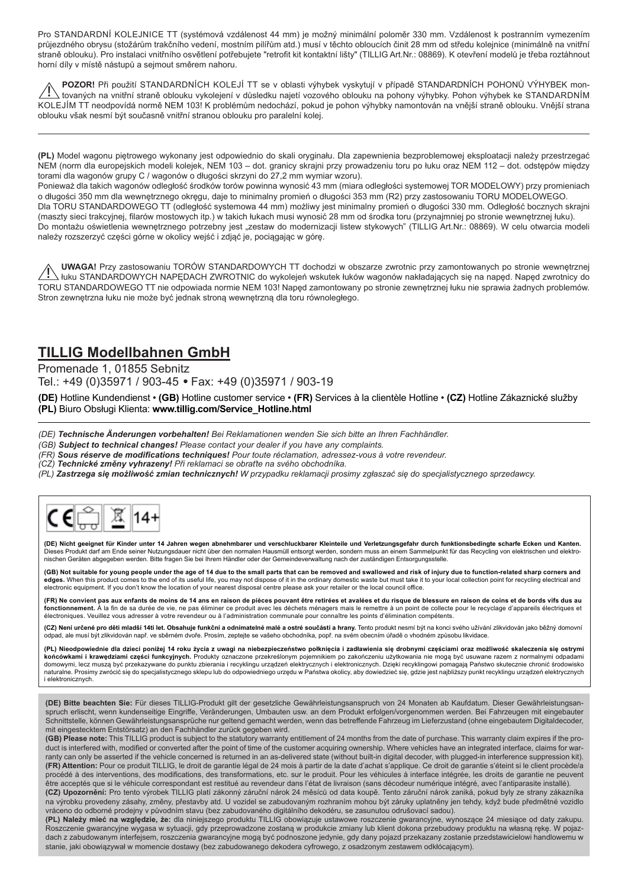Pro STANDARDNÍ KOLEJNICE TT (systémová vzdálenost 44 mm) je možný minimální poloměr 330 mm. Vzdálenost k postranním vymezením průjezdného obrysu (stožárům trakčního vedení, mostním pilířům atd.) musí v těchto obloucích činit 28 mm od středu kolejnice (minimálně na vnitřní straně oblouku). Pro instalaci vnitřního osvětlení potřebujete "retrofit kit kontaktní lišty" (TILLIG Art.Nr.: 08869). K otevření modelů je třeba roztáhnout horní díly v místě nástupů a sejmout směrem nahoru.

**POZOR!** Při použití STANDARDNÍCH KOLEJÍ TT se v oblasti výhybek vyskytují v případě STANDARDNÍCH POHONŮ VÝHYBEK montovaných na vnitřní straně oblouku vykolejení v důsledku najetí vozového oblouku na pohony výhybky. Pohon výhybek ke STANDARDNÍM KOLEJÍM TT neodpovídá normě NEM 103! K problémům nedochází, pokud je pohon výhybky namontován na vnější straně oblouku. Vnější strana oblouku však nesmí být současně vnitřní stranou oblouku pro paralelní kolej.

---

**(PL)** Model wagonu piętrowego wykonany jest odpowiednio do skali oryginału. Dla zapewnienia bezproblemowej eksploatacji należy przestrzegać NEM (norm dla europejskich modeli kolejek, NEM 103 – dot. granicy skrajni przy prowadzeniu toru po łuku oraz NEM 112 – dot. odstępów między torami dla wagonów grupy C / wagonów o długości skrzyni do 27,2 mm wymiar wzoru).
Ponieważ dla takich wagonów odległość środków torów powinna wynosić 43 mm (miara odległości systemowej TOR MODELOWY) przy promieniach o długości 350 mm dla wewnętrznego okręgu, daje to minimalny promień o długości 353 mm (R2) przy zastosowaniu TORU MODELOWEGO.
Dla TORU STANDARDOWEGO TT (odległość systemowa 44 mm) możliwy jest minimalny promień o długości 330 mm. Odległość bocznych skrajni (maszty sieci trakcyjnej, filarów mostowych itp.) w takich łukach musi wynosić 28 mm od środka toru (przynajmniej po stronie wewnętrznej łuku).
Do montażu oświetlenia wewnętrznego potrzebny jest „zestaw do modernizacji listew stykowych" (TILLIG Art.Nr.: 08869). W celu otwarcia modeli należy rozszerzyć części górne w okolicy wejść i zdjąć je, pociągając w górę.

**UWAGA!** Przy zastosowaniu TORÓW STANDARDOWYCH TT dochodzi w obszarze zwrotnic przy zamontowanych po stronie wewnętrznej łuku STANDARDOWYCH NAPĘDACH ZWROTNIC do wykolejeń wskutek łuków wagonów nakładających się na napęd. Napęd zwrotnicy do TORU STANDARDOWEGO TT nie odpowiada normie NEM 103! Napęd zamontowany po stronie zewnętrznej łuku nie sprawia żadnych problemów. Stron zewnętrzna łuku nie może być jednak stroną wewnętrzną dla toru równoległego.

## TILLIG Modellbahnen GmbH

Promenade 1, 01855 Sebnitz
Tel.: +49 (0)35971 / 903-45 • Fax: +49 (0)35971 / 903-19

**(DE)** Hotline Kundendienst • **(GB)** Hotline customer service • **(FR)** Services à la clientèle Hotline • **(CZ)** Hotline Zákaznické služby
**(PL)** Biuro Obsługi Klienta: **www.tillig.com/Service_Hotline.html**

---

*(DE) **Technische Änderungen vorbehalten!** Bei Reklamationen wenden Sie sich bitte an Ihren Fachhändler.*
*(GB) **Subject to technical changes!** Please contact your dealer if you have any complaints.*
*(FR) **Sous réserve de modifications techniques!** Pour toute réclamation, adressez-vous à votre revendeur.*
*(CZ) **Technické změny vyhrazeny!** Při reklamaci se obraťte na svého obchodníka.*
*(PL) **Zastrzega się możliwość zmian technicznych!** W przypadku reklamacji prosimy zgłaszać się do specjalistycznego sprzedawcy.*

CE 14+

**(DE) Nicht geeignet für Kinder unter 14 Jahren wegen abnehmbarer und verschluckbarer Kleinteile und Verletzungsgefahr durch funktionsbedingte scharfe Ecken und Kanten.** Dieses Produkt darf am Ende seiner Nutzungsdauer nicht über den normalen Hausmüll entsorgt werden, sondern muss an einem Sammelpunkt für das Recycling von elektrischen und elektronischen Geräten abgegeben werden. Bitte fragen Sie bei Ihrem Händler oder der Gemeindeverwaltung nach der zuständigen Entsorgungsstelle.

**(GB) Not suitable for young people under the age of 14 due to the small parts that can be removed and swallowed and risk of injury due to function-related sharp corners and edges.** When this product comes to the end of its useful life, you may not dispose of it in the ordinary domestic waste but must take it to your local collection point for recycling electrical and electronic equipment. If you don't know the location of your nearest disposal centre please ask your retailer or the local council office.

**(FR) Ne convient pas aux enfants de moins de 14 ans en raison de pièces pouvant être retirées et avalées et du risque de blessure en raison de coins et de bords vifs dus au fonctionnement.** À la fin de sa durée de vie, ne pas éliminer ce produit avec les déchets ménagers mais le remettre à un point de collecte pour le recyclage d'appareils électriques et électroniques. Veuillez vous adresser à votre revendeur ou à l'administration communale pour connaître les points d'élimination compétents.

**(CZ) Není určené pro děti mladší 14ti let. Obsahuje funkční a odnímatelné malé a ostré součásti a hrany.** Tento produkt nesmí být na konci svého užívání zlikvidován jako běžný domovní odpad, ale musí být zlikvidován např. ve sběrném dvoře. Prosím, zeptejte se vašeho obchodníka, popř. na svém obecním úřadě o vhodném způsobu likvidace.

**(PL) Nieodpowiednie dla dzieci poniżej 14 roku życia z uwagi na niebezpieczeństwo połknięcia i zadławienia się drobnymi częściami oraz możliwość skaleczenia się ostrymi końcówkami i krawędziami części funkcyjnych.** Produkty oznaczone przekreślonym pojemnikiem po zakończeniu użytkowania nie mogą być usuwane razem z normalnymi odpadami domowymi, lecz muszą być przekazywane do punktu zbierania i recyklingu urządzeń elektrycznych i elektronicznych. Dzięki recyklingowi pomagają Państwo skutecznie chronić środowisko naturalne. Prosimy zwrócić się do specjalistycznego sklepu lub do odpowiedniego urzędu w Państwa okolicy, aby dowiedzieć się, gdzie jest najbliższy punkt recyklingu urządzeń elektrycznych i elektronicznych.

**(DE) Bitte beachten Sie:** Für dieses TILLIG-Produkt gilt der gesetzliche Gewährleistungsanspruch von 24 Monaten ab Kaufdatum. Dieser Gewährleistungsanspruch erlischt, wenn kundenseitige Eingriffe, Veränderungen, Umbauten usw. an dem Produkt erfolgen/vorgenommen werden. Bei Fahrzeugen mit eingebauter Schnittstelle, können Gewährleistungsansprüche nur geltend gemacht werden, wenn das betreffende Fahrzeug im Lieferzustand (ohne eingebautem Digitaldecoder, mit eingestecktem Entstörsatz) an den Fachhändler zurück gegeben wird.
**(GB) Please note:** This TILLIG product is subject to the statutory warranty entitlement of 24 months from the date of purchase. This warranty claim expires if the product is interfered with, modified or converted after the point of time of the customer acquiring ownership. Where vehicles have an integrated interface, claims for warranty can only be asserted if the vehicle concerned is returned in an as-delivered state (without built-in digital decoder, with plugged-in interference suppression kit).
**(FR) Attention:** Pour ce produit TILLIG, le droit de garantie légal de 24 mois à partir de la date d'achat s'applique. Ce droit de garantie s'éteint si le client procède/a procédé à des interventions, des modifications, des transformations, etc. sur le produit. Pour les véhicules à interface intégrée, les droits de garantie ne peuvent être acceptés que si le véhicule correspondant est restitué au revendeur dans l'état de livraison (sans décodeur numérique intégré, avec l'antiparasite installé).
**(CZ) Upozornění:** Pro tento výrobek TILLIG platí zákonný záruční nárok 24 měsíců od data koupě. Tento záruční nárok zaniká, pokud byly ze strany zákazníka na výrobku provedeny zásahy, změny, přestavby atd. U vozidel se zabudovaným rozhraním mohou být záruky uplatněny jen tehdy, když bude předmětné vozidlo vráceno do odborné prodejny v původním stavu (bez zabudovaného digitálního dekodéru, se zasunutou odrušovací sadou).
**(PL) Należy mieć na względzie, że:** dla niniejszego produktu TILLIG obowiązuje ustawowe roszczenie gwarancyjne, wynoszące 24 miesiące od daty zakupu. Roszczenie gwarancyjne wygasa w sytuacji, gdy przeprowadzone zostaną w produkcie zmiany lub klient dokona przebudowy produktu na własną rękę. W pojazdach z zabudowanym interfejsem, roszczenia gwarancyjne mogą być podnoszone jedynie, gdy dany pojazd przekazany zostanie przedstawicielowi handlowemu w stanie, jaki obowiązywał w momencie dostawy (bez zabudowanego dekodera cyfrowego, z osadzonym zestawem odkłócającym).